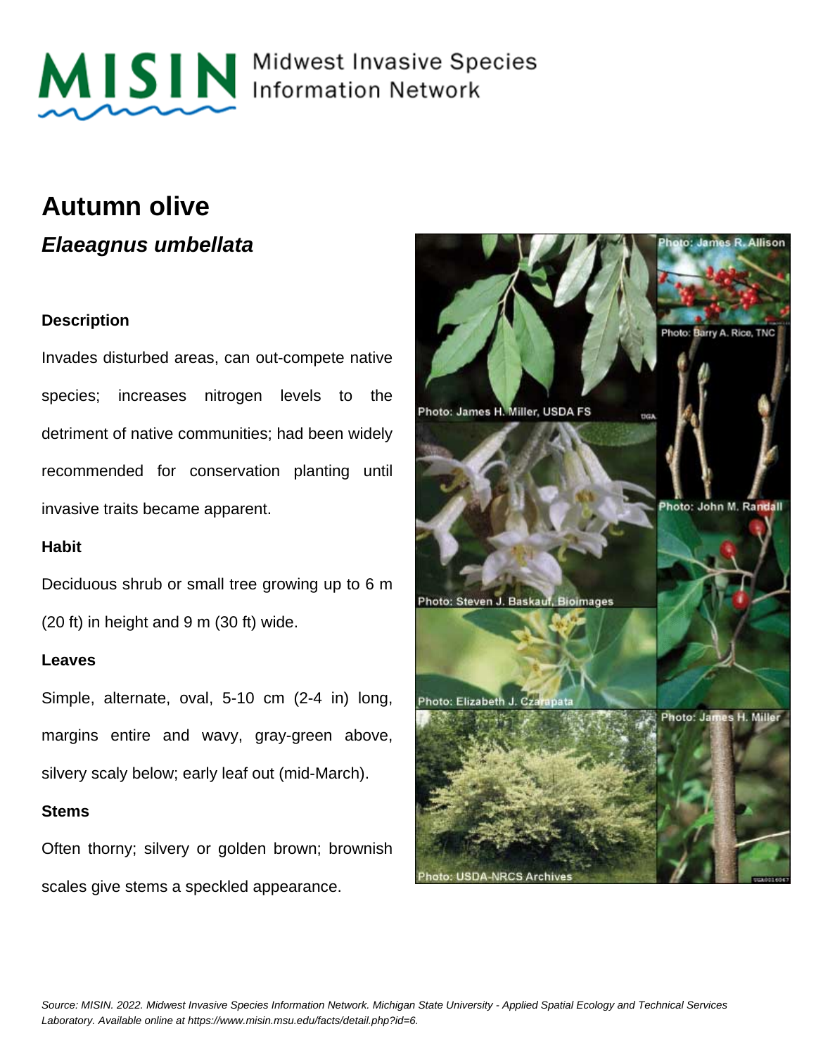MISIN Midwest Invasive Species Information Network

# Autumn olive

## *Elaeagnus umbellata*

### Description

Invades disturbed areas, can out-compete native species; increases nitrogen levels to the detriment of native communities; had been widely recommended for conservation planting until invasive traits became apparent.

### Habit

Deciduous shrub or small tree growing up to 6 m (20 ft) in height and 9 m (30 ft) wide.

### Leaves

Simple, alternate, oval, 5-10 cm (2-4 in) long, margins entire and wavy, gray-green above, silvery scaly below; early leaf out (mid-March).

### Stems

Often thorny; silvery or golden brown; brownish scales give stems a speckled appearance.

Photo: James H. Miller, USDA FS

Photo: James R. Allison

Photo: Barry A. Rice, TNC

Photo: Steven J. Baskauf, Bioimages

Photo: John M. Randall

Photo: Elizabeth J. Czarapata

Photo: USDA-NRCS Archives

Photo: James H. Miller

*Source: MISIN. 2022. Midwest Invasive Species Information Network. Michigan State University - Applied Spatial Ecology and Technical Services Laboratory. Available online at https://www.misin.msu.edu/facts/detail.php?id=6.*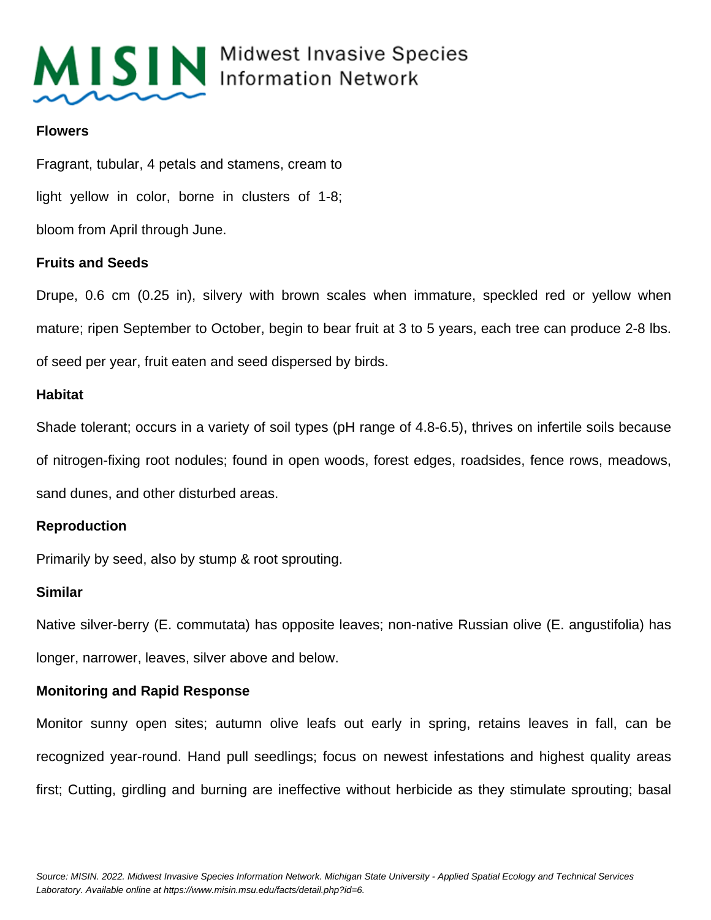**Flowers**

Fragrant, tubular, 4 petals and stamens, cream to light yellow in color, borne in clusters of 1-8; bloom from April through June.

**Fruits and Seeds**

Drupe, 0.6 cm (0.25 in), silvery with brown scales when immature, speckled red or yellow when mature; ripen September to October, begin to bear fruit at 3 to 5 years, each tree can produce 2-8 lbs. of seed per year, fruit eaten and seed dispersed by birds.

**Habitat**

Shade tolerant; occurs in a variety of soil types (pH range of 4.8-6.5), thrives on infertile soils because of nitrogen-fixing root nodules; found in open woods, forest edges, roadsides, fence rows, meadows, sand dunes, and other disturbed areas.

**Reproduction**

Primarily by seed, also by stump & root sprouting.

**Similar**

Native silver-berry (E. commutata) has opposite leaves; non-native Russian olive (E. angustifolia) has longer, narrower, leaves, silver above and below.

**Monitoring and Rapid Response**

Monitor sunny open sites; autumn olive leafs out early in spring, retains leaves in fall, can be recognized year-round. Hand pull seedlings; focus on newest infestations and highest quality areas first; Cutting, girdling and burning are ineffective without herbicide as they stimulate sprouting; basal

*Source: MISIN. 2022. Midwest Invasive Species Information Network. Michigan State University - Applied Spatial Ecology and Technical Services Laboratory. Available online at https://www.misin.msu.edu/facts/detail.php?id=6.*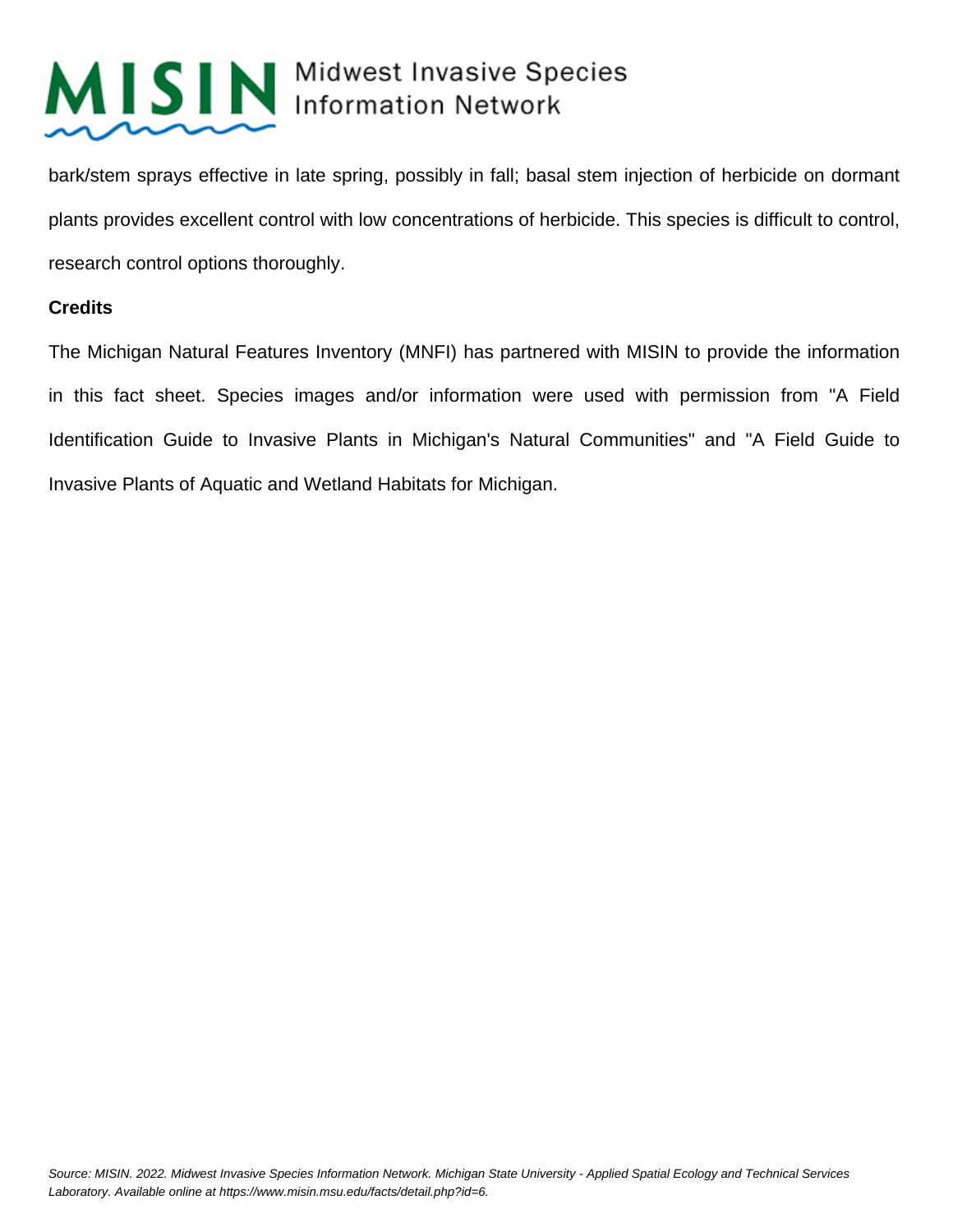bark/stem sprays effective in late spring, possibly in fall; basal stem injection of herbicide on dormant plants provides excellent control with low concentrations of herbicide. This species is difficult to control, research control options thoroughly.

**Credits**

The Michigan Natural Features Inventory (MNFI) has partnered with MISIN to provide the information in this fact sheet. Species images and/or information were used with permission from "A Field Identification Guide to Invasive Plants in Michigan's Natural Communities" and "A Field Guide to Invasive Plants of Aquatic and Wetland Habitats for Michigan.